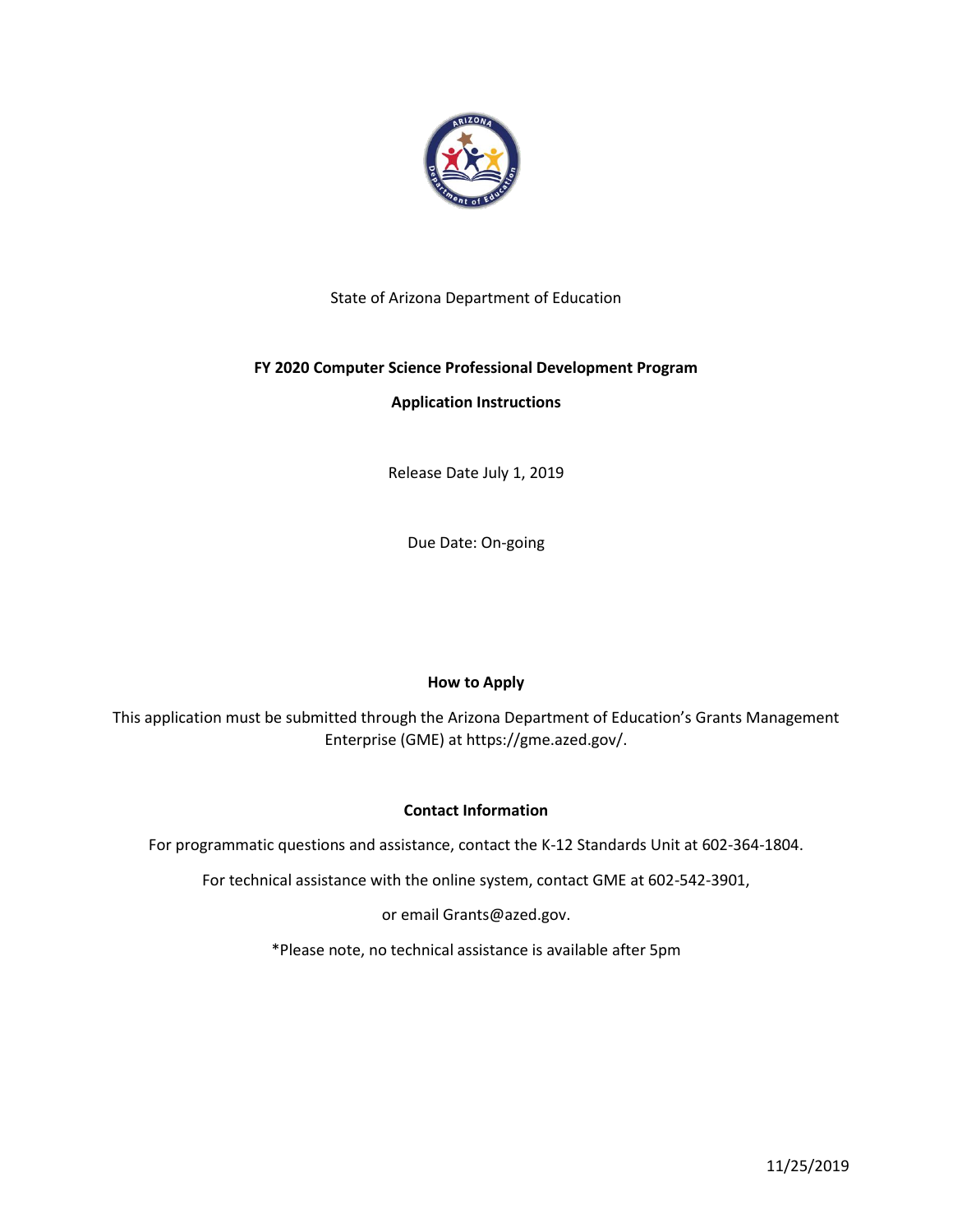State of Arizona Department of Education

**FY 2020 Computer Science Professional Development Program**

**Application Instructions**

Release Date July 1, 2019

Due Date: On-going

**How to Apply**

This application must be submitted through the Arizona Department of Education's Grants Management Enterprise (GME) at https://gme.azed.gov/.

**Contact Information**

For programmatic questions and assistance, contact the K-12 Standards Unit at 602-364-1804.

For technical assistance with the online system, contact GME at 602-542-3901,

or email Grants@azed.gov.

*Please note, no technical assistance is available after 5pm

11/25/2019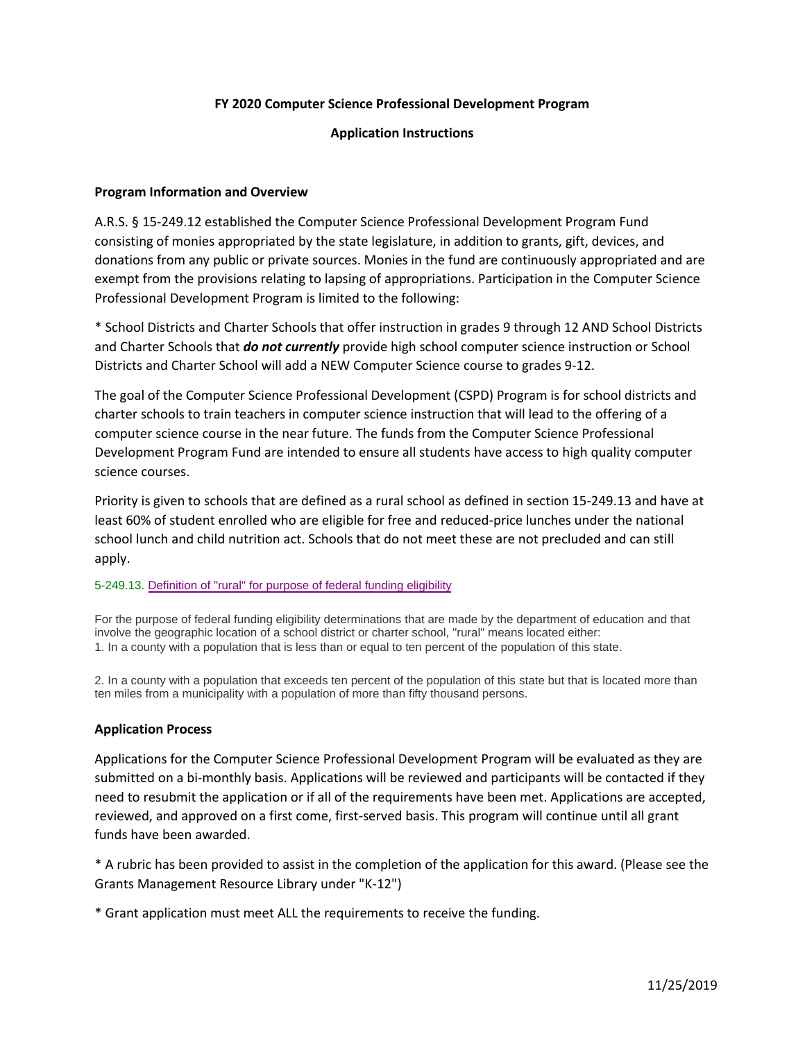**FY 2020 Computer Science Professional Development Program**

**Application Instructions**

**Program Information and Overview**

A.R.S. § 15-249.12 established the Computer Science Professional Development Program Fund consisting of monies appropriated by the state legislature, in addition to grants, gift, devices, and donations from any public or private sources. Monies in the fund are continuously appropriated and are exempt from the provisions relating to lapsing of appropriations. Participation in the Computer Science Professional Development Program is limited to the following:

* School Districts and Charter Schools that offer instruction in grades 9 through 12 AND School Districts and Charter Schools that ***do not currently*** provide high school computer science instruction or School Districts and Charter School will add a NEW Computer Science course to grades 9-12.

The goal of the Computer Science Professional Development (CSPD) Program is for school districts and charter schools to train teachers in computer science instruction that will lead to the offering of a computer science course in the near future. The funds from the Computer Science Professional Development Program Fund are intended to ensure all students have access to high quality computer science courses.

Priority is given to schools that are defined as a rural school as defined in section 15-249.13 and have at least 60% of student enrolled who are eligible for free and reduced-price lunches under the national school lunch and child nutrition act. Schools that do not meet these are not precluded and can still apply.

5-249.13. Definition of "rural" for purpose of federal funding eligibility

For the purpose of federal funding eligibility determinations that are made by the department of education and that involve the geographic location of a school district or charter school, "rural" means located either:
1. In a county with a population that is less than or equal to ten percent of the population of this state.

2. In a county with a population that exceeds ten percent of the population of this state but that is located more than ten miles from a municipality with a population of more than fifty thousand persons.

**Application Process**

Applications for the Computer Science Professional Development Program will be evaluated as they are submitted on a bi-monthly basis. Applications will be reviewed and participants will be contacted if they need to resubmit the application or if all of the requirements have been met. Applications are accepted, reviewed, and approved on a first come, first-served basis. This program will continue until all grant funds have been awarded.

* A rubric has been provided to assist in the completion of the application for this award. (Please see the Grants Management Resource Library under "K-12")

* Grant application must meet ALL the requirements to receive the funding.

11/25/2019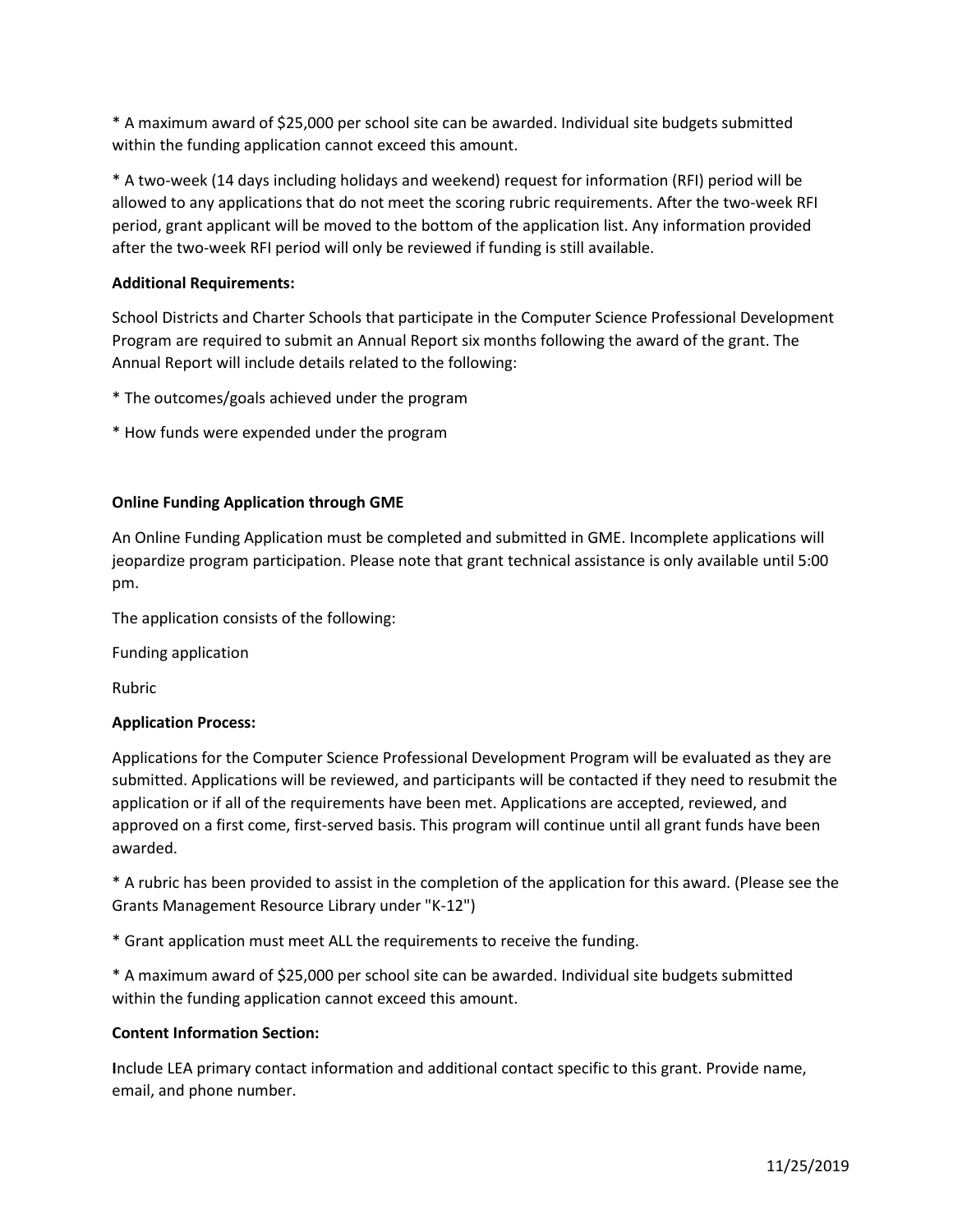* A maximum award of $25,000 per school site can be awarded. Individual site budgets submitted within the funding application cannot exceed this amount.

* A two-week (14 days including holidays and weekend) request for information (RFI) period will be allowed to any applications that do not meet the scoring rubric requirements. After the two-week RFI period, grant applicant will be moved to the bottom of the application list. Any information provided after the two-week RFI period will only be reviewed if funding is still available.

**Additional Requirements:**

School Districts and Charter Schools that participate in the Computer Science Professional Development Program are required to submit an Annual Report six months following the award of the grant. The Annual Report will include details related to the following:

* The outcomes/goals achieved under the program

* How funds were expended under the program

**Online Funding Application through GME**

An Online Funding Application must be completed and submitted in GME. Incomplete applications will jeopardize program participation. Please note that grant technical assistance is only available until 5:00 pm.

The application consists of the following:

Funding application

Rubric

**Application Process:**

Applications for the Computer Science Professional Development Program will be evaluated as they are submitted. Applications will be reviewed, and participants will be contacted if they need to resubmit the application or if all of the requirements have been met. Applications are accepted, reviewed, and approved on a first come, first-served basis. This program will continue until all grant funds have been awarded.

* A rubric has been provided to assist in the completion of the application for this award. (Please see the Grants Management Resource Library under "K-12")

* Grant application must meet ALL the requirements to receive the funding.

* A maximum award of $25,000 per school site can be awarded. Individual site budgets submitted within the funding application cannot exceed this amount.

**Content Information Section:**

**I**nclude LEA primary contact information and additional contact specific to this grant. Provide name, email, and phone number.

11/25/2019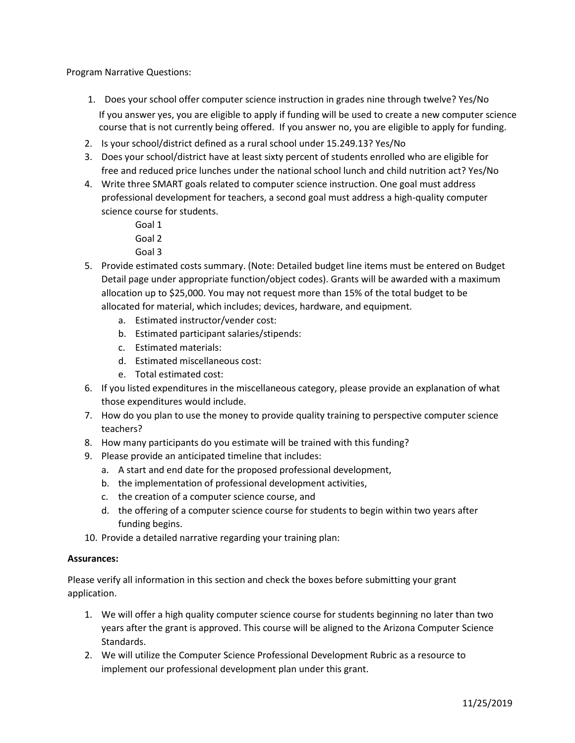Program Narrative Questions:

1. Does your school offer computer science instruction in grades nine through twelve? Yes/No
   If you answer yes, you are eligible to apply if funding will be used to create a new computer science course that is not currently being offered. If you answer no, you are eligible to apply for funding.
2. Is your school/district defined as a rural school under 15.249.13? Yes/No
3. Does your school/district have at least sixty percent of students enrolled who are eligible for free and reduced price lunches under the national school lunch and child nutrition act? Yes/No
4. Write three SMART goals related to computer science instruction. One goal must address professional development for teachers, a second goal must address a high-quality computer science course for students.
   - Goal 1
   - Goal 2
   - Goal 3
5. Provide estimated costs summary. (Note: Detailed budget line items must be entered on Budget Detail page under appropriate function/object codes). Grants will be awarded with a maximum allocation up to $25,000. You may not request more than 15% of the total budget to be allocated for material, which includes; devices, hardware, and equipment.
   a. Estimated instructor/vender cost:
   b. Estimated participant salaries/stipends:
   c. Estimated materials:
   d. Estimated miscellaneous cost:
   e. Total estimated cost:
6. If you listed expenditures in the miscellaneous category, please provide an explanation of what those expenditures would include.
7. How do you plan to use the money to provide quality training to perspective computer science teachers?
8. How many participants do you estimate will be trained with this funding?
9. Please provide an anticipated timeline that includes:
   a. A start and end date for the proposed professional development,
   b. the implementation of professional development activities,
   c. the creation of a computer science course, and
   d. the offering of a computer science course for students to begin within two years after funding begins.
10. Provide a detailed narrative regarding your training plan:

**Assurances:**

Please verify all information in this section and check the boxes before submitting your grant application.

1. We will offer a high quality computer science course for students beginning no later than two years after the grant is approved. This course will be aligned to the Arizona Computer Science Standards.
2. We will utilize the Computer Science Professional Development Rubric as a resource to implement our professional development plan under this grant.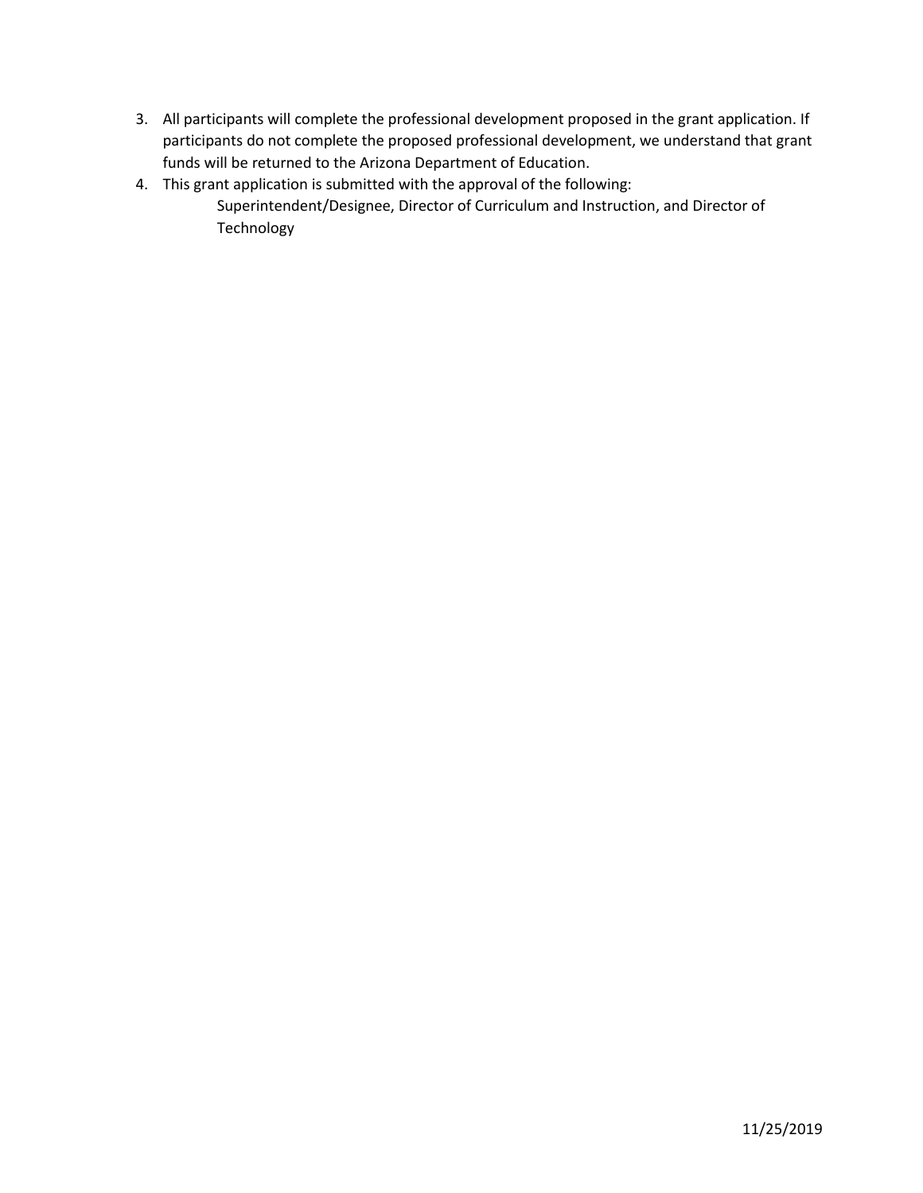3. All participants will complete the professional development proposed in the grant application. If participants do not complete the proposed professional development, we understand that grant funds will be returned to the Arizona Department of Education.
4. This grant application is submitted with the approval of the following:
   Superintendent/Designee, Director of Curriculum and Instruction, and Director of Technology

11/25/2019